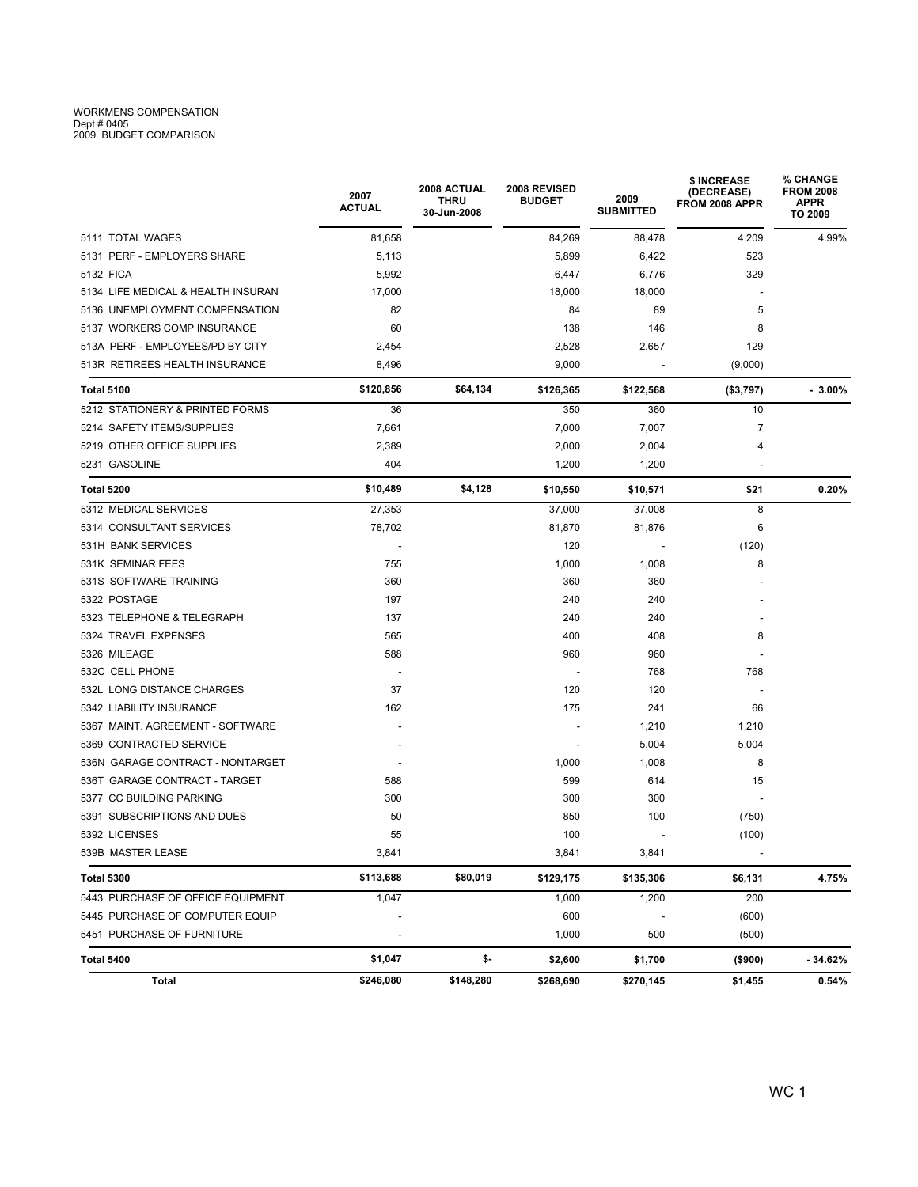WORKMENS COMPENSATION
Dept # 0405
2009 BUDGET COMPARISON

| | 2007 ACTUAL | 2008 ACTUAL THRU 30-Jun-2008 | 2008 REVISED BUDGET | 2009 SUBMITTED | $ INCREASE (DECREASE) FROM 2008 APPR | % CHANGE FROM 2008 APPR TO 2009 |
|---|---|---|---|---|---|---|
| 5111 TOTAL WAGES | 81,658 | | 84,269 | 88,478 | 4,209 | 4.99% |
| 5131 PERF - EMPLOYERS SHARE | 5,113 | | 5,899 | 6,422 | 523 | |
| 5132 FICA | 5,992 | | 6,447 | 6,776 | 329 | |
| 5134 LIFE MEDICAL & HEALTH INSURAN | 17,000 | | 18,000 | 18,000 | - | |
| 5136 UNEMPLOYMENT COMPENSATION | 82 | | 84 | 89 | 5 | |
| 5137 WORKERS COMP INSURANCE | 60 | | 138 | 146 | 8 | |
| 513A PERF - EMPLOYEES/PD BY CITY | 2,454 | | 2,528 | 2,657 | 129 | |
| 513R RETIREES HEALTH INSURANCE | 8,496 | | 9,000 | - | (9,000) | |
| **Total 5100** | **$120,856** | **$64,134** | **$126,365** | **$122,568** | **($3,797)** | **- 3.00%** |
| 5212 STATIONERY & PRINTED FORMS | 36 | | 350 | 360 | 10 | |
| 5214 SAFETY ITEMS/SUPPLIES | 7,661 | | 7,000 | 7,007 | 7 | |
| 5219 OTHER OFFICE SUPPLIES | 2,389 | | 2,000 | 2,004 | 4 | |
| 5231 GASOLINE | 404 | | 1,200 | 1,200 | - | |
| **Total 5200** | **$10,489** | **$4,128** | **$10,550** | **$10,571** | **$21** | **0.20%** |
| 5312 MEDICAL SERVICES | 27,353 | | 37,000 | 37,008 | 8 | |
| 5314 CONSULTANT SERVICES | 78,702 | | 81,870 | 81,876 | 6 | |
| 531H BANK SERVICES | - | | 120 | - | (120) | |
| 531K SEMINAR FEES | 755 | | 1,000 | 1,008 | 8 | |
| 531S SOFTWARE TRAINING | 360 | | 360 | 360 | - | |
| 5322 POSTAGE | 197 | | 240 | 240 | - | |
| 5323 TELEPHONE & TELEGRAPH | 137 | | 240 | 240 | - | |
| 5324 TRAVEL EXPENSES | 565 | | 400 | 408 | 8 | |
| 5326 MILEAGE | 588 | | 960 | 960 | - | |
| 532C CELL PHONE | - | | - | 768 | 768 | |
| 532L LONG DISTANCE CHARGES | 37 | | 120 | 120 | - | |
| 5342 LIABILITY INSURANCE | 162 | | 175 | 241 | 66 | |
| 5367 MAINT. AGREEMENT - SOFTWARE | - | | - | 1,210 | 1,210 | |
| 5369 CONTRACTED SERVICE | - | | - | 5,004 | 5,004 | |
| 536N GARAGE CONTRACT - NONTARGET | - | | 1,000 | 1,008 | 8 | |
| 536T GARAGE CONTRACT - TARGET | 588 | | 599 | 614 | 15 | |
| 5377 CC BUILDING PARKING | 300 | | 300 | 300 | - | |
| 5391 SUBSCRIPTIONS AND DUES | 50 | | 850 | 100 | (750) | |
| 5392 LICENSES | 55 | | 100 | - | (100) | |
| 539B MASTER LEASE | 3,841 | | 3,841 | 3,841 | - | |
| **Total 5300** | **$113,688** | **$80,019** | **$129,175** | **$135,306** | **$6,131** | **4.75%** |
| 5443 PURCHASE OF OFFICE EQUIPMENT | 1,047 | | 1,000 | 1,200 | 200 | |
| 5445 PURCHASE OF COMPUTER EQUIP | - | | 600 | - | (600) | |
| 5451 PURCHASE OF FURNITURE | - | | 1,000 | 500 | (500) | |
| **Total 5400** | **$1,047** | **$-** | **$2,600** | **$1,700** | **($900)** | **- 34.62%** |
| **Total** | **$246,080** | **$148,280** | **$268,690** | **$270,145** | **$1,455** | **0.54%** |

WC 1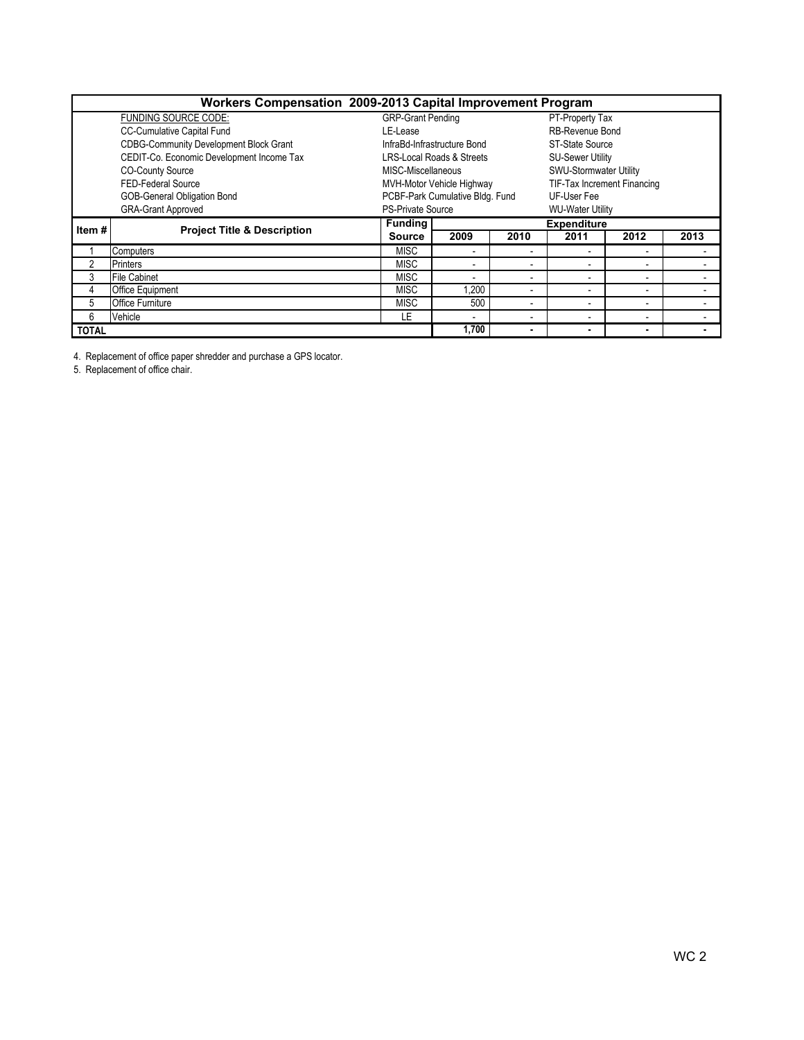# Workers Compensation 2009-2013 Capital Improvement Program

| FUNDING SOURCE CODE: | | |
|---|---|---|
| CC-Cumulative Capital Fund | GRP-Grant Pending | PT-Property Tax |
| CDBG-Community Development Block Grant | LE-Lease | RB-Revenue Bond |
| CEDIT-Co. Economic Development Income Tax | InfraBd-Infrastructure Bond | ST-State Source |
| CO-County Source | LRS-Local Roads & Streets | SU-Sewer Utility |
| FED-Federal Source | MISC-Miscellaneous | SWU-Stormwater Utility |
| GOB-General Obligation Bond | MVH-Motor Vehicle Highway | TIF-Tax Increment Financing |
| GRA-Grant Approved | PCBF-Park Cumulative Bldg. Fund | UF-User Fee |
| | PS-Private Source | WU-Water Utility |

| Item # | Project Title & Description | Funding Source | Expenditure | | | | |
|---|---|---|---|---|---|---|---|
| | | | 2009 | 2010 | 2011 | 2012 | 2013 |
| 1 | Computers | MISC | - | - | - | - | - |
| 2 | Printers | MISC | - | - | - | - | - |
| 3 | File Cabinet | MISC | - | - | - | - | - |
| 4 | Office Equipment | MISC | 1,200 | - | - | - | - |
| 5 | Office Furniture | MISC | 500 | - | - | - | - |
| 6 | Vehicle | LE | - | - | - | - | - |
| **TOTAL** | | | **1,700** | **-** | **-** | **-** | **-** |

4. Replacement of office paper shredder and purchase a GPS locator.

5. Replacement of office chair.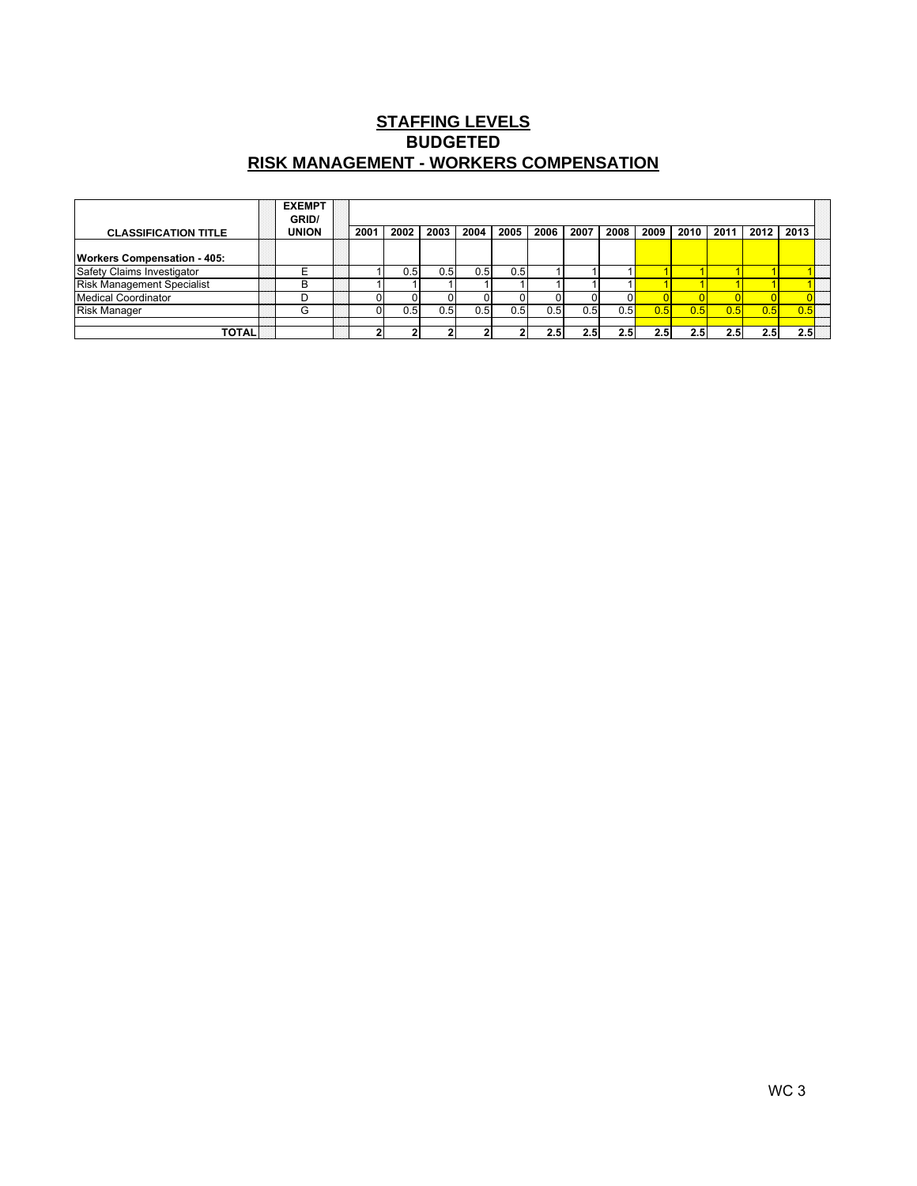# STAFFING LEVELS
## BUDGETED
## RISK MANAGEMENT - WORKERS COMPENSATION

| CLASSIFICATION TITLE | EXEMPT GRID/ UNION | 2001 | 2002 | 2003 | 2004 | 2005 | 2006 | 2007 | 2008 | 2009 | 2010 | 2011 | 2012 | 2013 |
|---|---|---|---|---|---|---|---|---|---|---|---|---|---|---|
| **Workers Compensation - 405:** | | | | | | | | | | | | | | |
| Safety Claims Investigator | E | 1 | 0.5 | 0.5 | 0.5 | 0.5 | 1 | 1 | 1 | 1 | 1 | 1 | 1 | 1 |
| Risk Management Specialist | B | 1 | 1 | 1 | 1 | 1 | 1 | 1 | 1 | 1 | 1 | 1 | 1 | 1 |
| Medical Coordinator | D | 0 | 0 | 0 | 0 | 0 | 0 | 0 | 0 | 0 | 0 | 0 | 0 | 0 |
| Risk Manager | G | 0 | 0.5 | 0.5 | 0.5 | 0.5 | 0.5 | 0.5 | 0.5 | 0.5 | 0.5 | 0.5 | 0.5 | 0.5 |
| **TOTAL** | | **2** | **2** | **2** | **2** | **2** | **2.5** | **2.5** | **2.5** | **2.5** | **2.5** | **2.5** | **2.5** | **2.5** |

WC 3